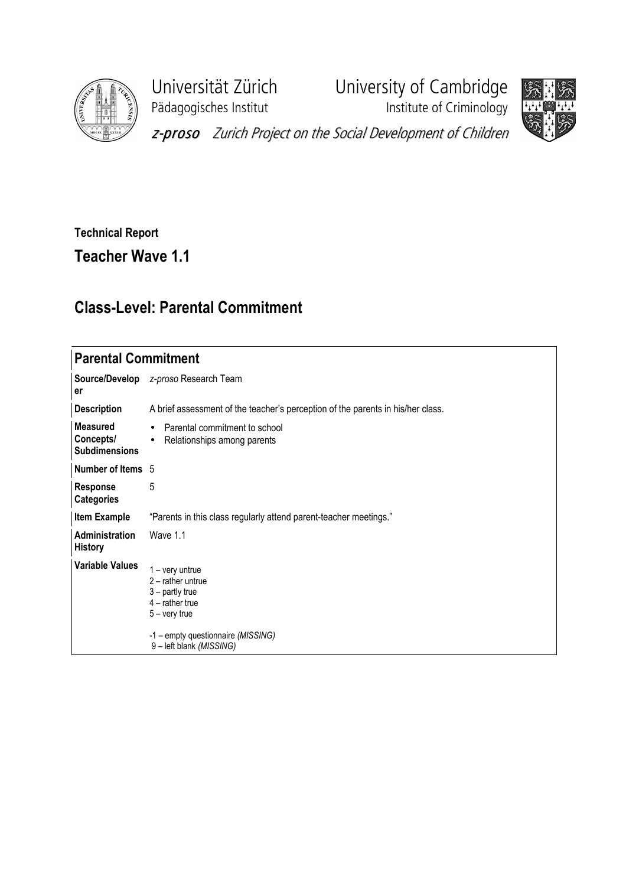Universität Zürich
Pädagogisches Institut

University of Cambridge
Institute of Criminology

*z-proso* *Zurich Project on the Social Development of Children*

**Technical Report**

## Teacher Wave 1.1

## Class-Level: Parental Commitment

| **Parental Commitment** | |
|---|---|
| **Source/Developer** | *z-proso* Research Team |
| **Description** | A brief assessment of the teacher's perception of the parents in his/her class. |
| **Measured Concepts/ Subdimensions** | • Parental commitment to school<br>• Relationships among parents |
| **Number of Items** | 5 |
| **Response Categories** | 5 |
| **Item Example** | "Parents in this class regularly attend parent-teacher meetings." |
| **Administration History** | Wave 1.1 |
| **Variable Values** | 1 – very untrue<br>2 – rather untrue<br>3 – partly true<br>4 – rather true<br>5 – very true<br><br>-1 – empty questionnaire *(MISSING)*<br>9 – left blank *(MISSING)* |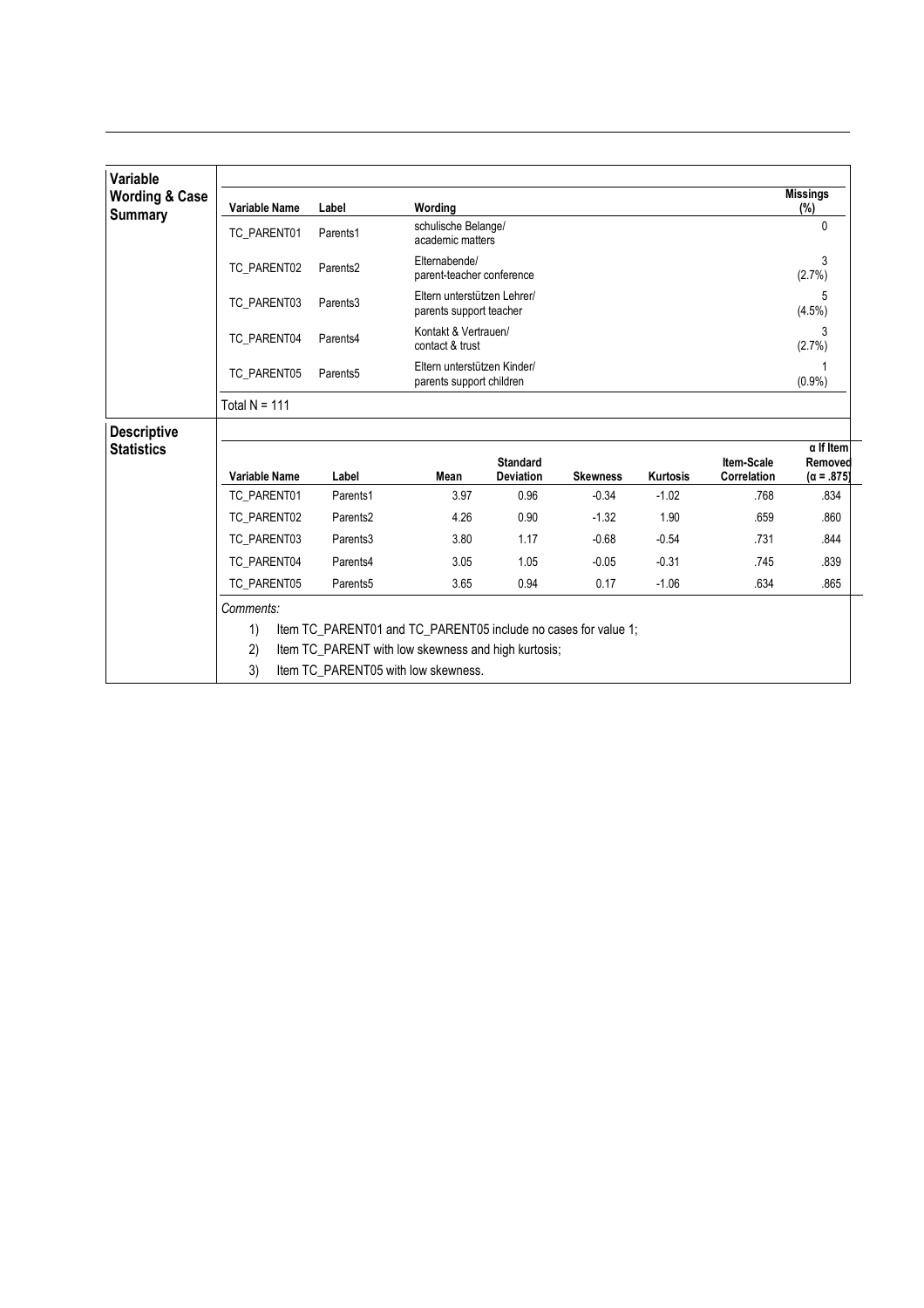## Variable Wording & Case Summary

| Variable Name | Label | Wording | Missings (%) |
|---|---|---|---|
| TC_PARENT01 | Parents1 | schulische Belange/ academic matters | 0 |
| TC_PARENT02 | Parents2 | Elternabende/ parent-teacher conference | 3 (2.7%) |
| TC_PARENT03 | Parents3 | Eltern unterstützen Lehrer/ parents support teacher | 5 (4.5%) |
| TC_PARENT04 | Parents4 | Kontakt & Vertrauen/ contact & trust | 3 (2.7%) |
| TC_PARENT05 | Parents5 | Eltern unterstützen Kinder/ parents support children | 1 (0.9%) |

Total N = 111

## Descriptive Statistics

| Variable Name | Label | Mean | Standard Deviation | Skewness | Kurtosis | Item-Scale Correlation | α If Item Removed (α = .875) |
|---|---|---|---|---|---|---|---|
| TC_PARENT01 | Parents1 | 3.97 | 0.96 | -0.34 | -1.02 | .768 | .834 |
| TC_PARENT02 | Parents2 | 4.26 | 0.90 | -1.32 | 1.90 | .659 | .860 |
| TC_PARENT03 | Parents3 | 3.80 | 1.17 | -0.68 | -0.54 | .731 | .844 |
| TC_PARENT04 | Parents4 | 3.05 | 1.05 | -0.05 | -0.31 | .745 | .839 |
| TC_PARENT05 | Parents5 | 3.65 | 0.94 | 0.17 | -1.06 | .634 | .865 |

*Comments:*

1) Item TC_PARENT01 and TC_PARENT05 include no cases for value 1;
2) Item TC_PARENT with low skewness and high kurtosis;
3) Item TC_PARENT05 with low skewness.